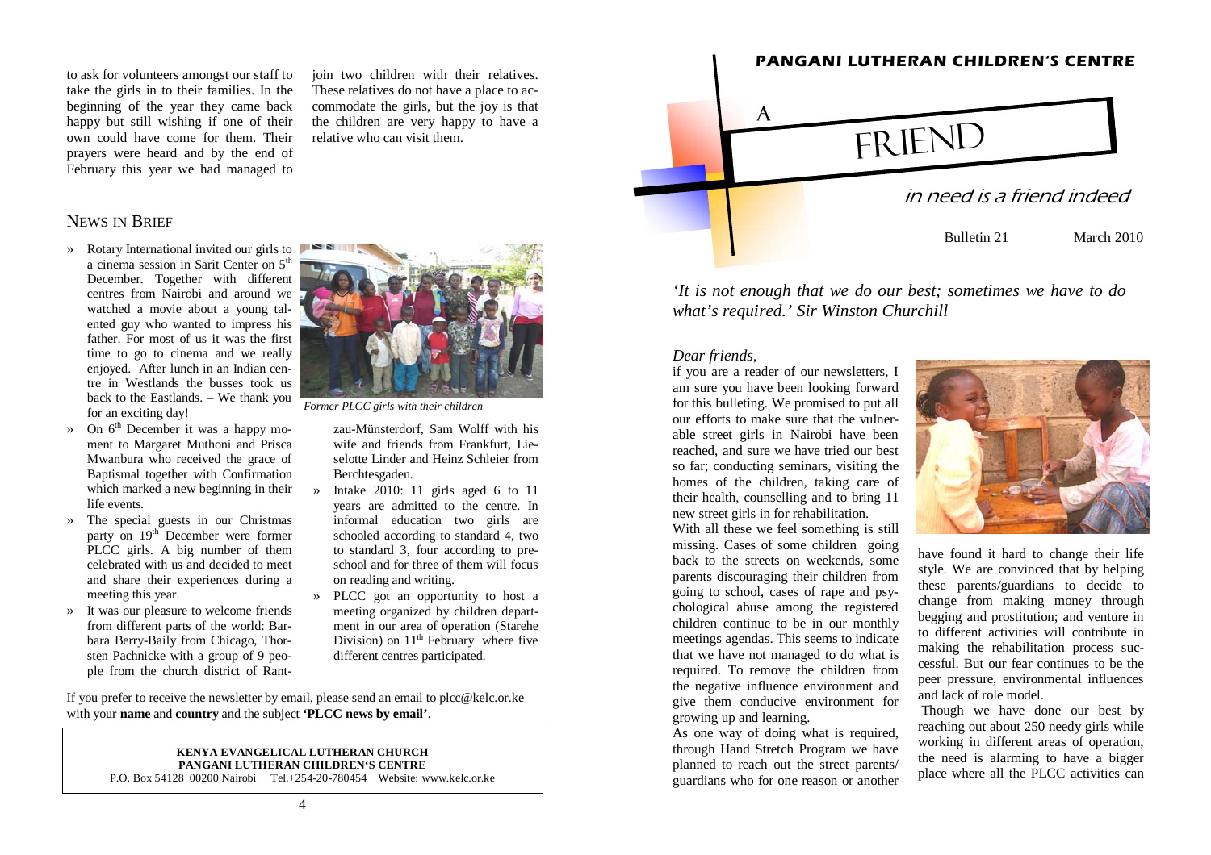to ask for volunteers amongst our staff to take the girls in to their families. In the beginning of the year they came back happy but still wishing if one of their own could have come for them. Their prayers were heard and by the end of February this year we had managed to join two children with their relatives. These relatives do not have a place to accommodate the girls, but the joy is that the children are very happy to have a relative who can visit them.

## NEWS IN BRIEF

- » Rotary International invited our girls to a cinema session in Sarit Center on 5th December. Together with different centres from Nairobi and around we watched a movie about a young talented guy who wanted to impress his father. For most of us it was the first time to go to cinema and we really enjoyed. After lunch in an Indian centre in Westlands the busses took us back to the Eastlands. – We thank you for an exciting day!
- » On 6th December it was a happy moment to Margaret Muthoni and Prisca Mwanbura who received the grace of Baptismal together with Confirmation which marked a new beginning in their life events.
- » The special guests in our Christmas party on 19th December were former PLCC girls. A big number of them celebrated with us and decided to meet and share their experiences during a meeting this year.
- » It was our pleasure to welcome friends from different parts of the world: Barbara Berry-Baily from Chicago, Thorsten Pachnicke with a group of 9 people from the church district of Rantzau-Münsterdorf, Sam Wolff with his wife and friends from Frankfurt, Lieselotte Linder and Heinz Schleier from Berchtesgaden.

*Former PLCC girls with their children*

- » Intake 2010: 11 girls aged 6 to 11 years are admitted to the centre. In informal education two girls are schooled according to standard 4, two to standard 3, four according to pre-school and for three of them will focus on reading and writing.
- » PLCC got an opportunity to host a meeting organized by children department in our area of operation (Starehe Division) on 11th February where five different centres participated.

If you prefer to receive the newsletter by email, please send an email to plcc@kelc.or.ke with your **name** and **country** and the subject **'PLCC news by email'**.

**KENYA EVANGELICAL LUTHERAN CHURCH**
**PANGANI LUTHERAN CHILDREN'S CENTRE**
P.O. Box 54128 00200 Nairobi Tel.+254-20-780454 Website: www.kelc.or.ke

# PANGANI LUTHERAN CHILDREN'S CENTRE

# A FRIEND

## in need is a friend indeed

Bulletin 21 March 2010

*'It is not enough that we do our best; sometimes we have to do what's required.' Sir Winston Churchill*

*Dear friends*,

if you are a reader of our newsletters, I am sure you have been looking forward for this bulleting. We promised to put all our efforts to make sure that the vulnerable street girls in Nairobi have been reached, and sure we have tried our best so far; conducting seminars, visiting the homes of the children, taking care of their health, counselling and to bring 11 new street girls in for rehabilitation.

With all these we feel something is still missing. Cases of some children going back to the streets on weekends, some parents discouraging their children from going to school, cases of rape and psychological abuse among the registered children continue to be in our monthly meetings agendas. This seems to indicate that we have not managed to do what is required. To remove the children from the negative influence environment and give them conducive environment for growing up and learning.

As one way of doing what is required, through Hand Stretch Program we have planned to reach out the street parents/ guardians who for one reason or another have found it hard to change their life style. We are convinced that by helping these parents/guardians to decide to change from making money through begging and prostitution; and venture in to different activities will contribute in making the rehabilitation process successful. But our fear continues to be the peer pressure, environmental influences and lack of role model.

Though we have done our best by reaching out about 250 needy girls while working in different areas of operation, the need is alarming to have a bigger place where all the PLCC activities can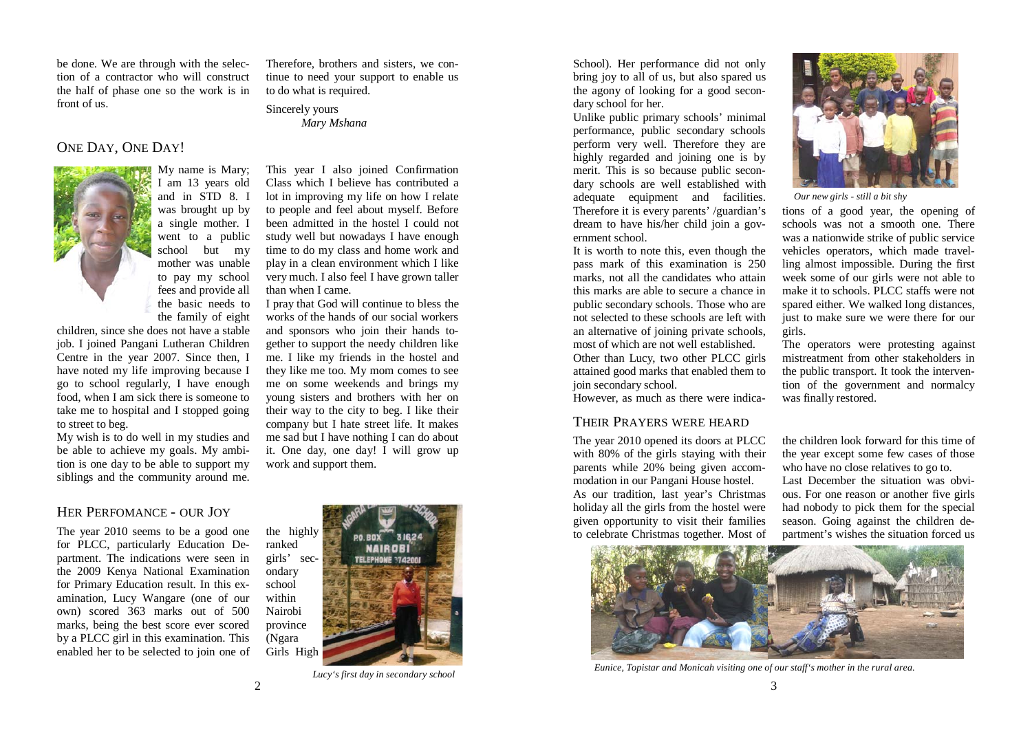be done. We are through with the selection of a contractor who will construct the half of phase one so the work is in front of us.

Therefore, brothers and sisters, we continue to need your support to enable us to do what is required.

Sincerely yours

*Mary Mshana*

## ONE DAY, ONE DAY!

My name is Mary; I am 13 years old and in STD 8. I was brought up by a single mother. I went to a public school but my mother was unable to pay my school fees and provide all the basic needs to the family of eight children, since she does not have a stable job. I joined Pangani Lutheran Children Centre in the year 2007. Since then, I have noted my life improving because I go to school regularly, I have enough food, when I am sick there is someone to take me to hospital and I stopped going to street to beg.

My wish is to do well in my studies and be able to achieve my goals. My ambition is one day to be able to support my siblings and the community around me.

This year I also joined Confirmation Class which I believe has contributed a lot in improving my life on how I relate to people and feel about myself. Before been admitted in the hostel I could not study well but nowadays I have enough time to do my class and home work and play in a clean environment which I like very much. I also feel I have grown taller than when I came.

I pray that God will continue to bless the works of the hands of our social workers and sponsors who join their hands together to support the needy children like me. I like my friends in the hostel and they like me too. My mom comes to see me on some weekends and brings my young sisters and brothers with her on their way to the city to beg. I like their company but I hate street life. It makes me sad but I have nothing I can do about it. One day, one day! I will grow up work and support them.

## HER PERFOMANCE - OUR JOY

The year 2010 seems to be a good one for PLCC, particularly Education Department. The indications were seen in the 2009 Kenya National Examination for Primary Education result. In this examination, Lucy Wangare (one of our own) scored 363 marks out of 500 marks, being the best score ever scored by a PLCC girl in this examination. This enabled her to be selected to join one of the highly ranked girls' secondary school within Nairobi province (Ngara Girls High School). Her performance did not only bring joy to all of us, but also spared us the agony of looking for a good secondary school for her.

*Lucy's first day in secondary school*

Unlike public primary schools' minimal performance, public secondary schools perform very well. Therefore they are highly regarded and joining one is by merit. This is so because public secondary schools are well established with adequate equipment and facilities. Therefore it is every parents' /guardian's dream to have his/her child join a government school.

It is worth to note this, even though the pass mark of this examination is 250 marks, not all the candidates who attain this marks are able to secure a chance in public secondary schools. Those who are not selected to these schools are left with an alternative of joining private schools, most of which are not well established.

Other than Lucy, two other PLCC girls attained good marks that enabled them to join secondary school.

However, as much as there were indications of a good year, the opening of schools was not a smooth one. There was a nationwide strike of public service vehicles operators, which made travelling almost impossible. During the first week some of our girls were not able to make it to schools. PLCC staffs were not spared either. We walked long distances, just to make sure we were there for our girls.

*Our new girls - still a bit shy*

The operators were protesting against mistreatment from other stakeholders in the public transport. It took the intervention of the government and normalcy was finally restored.

## THEIR PRAYERS WERE HEARD

The year 2010 opened its doors at PLCC with 80% of the girls staying with their parents while 20% being given accommodation in our Pangani House hostel.

As our tradition, last year's Christmas holiday all the girls from the hostel were given opportunity to visit their families to celebrate Christmas together. Most of the children look forward for this time of the year except some few cases of those who have no close relatives to go to.

Last December the situation was obvious. For one reason or another five girls had nobody to pick them for the special season. Going against the children department's wishes the situation forced us

*Eunice, Topistar and Monicah visiting one of our staff's mother in the rural area.*